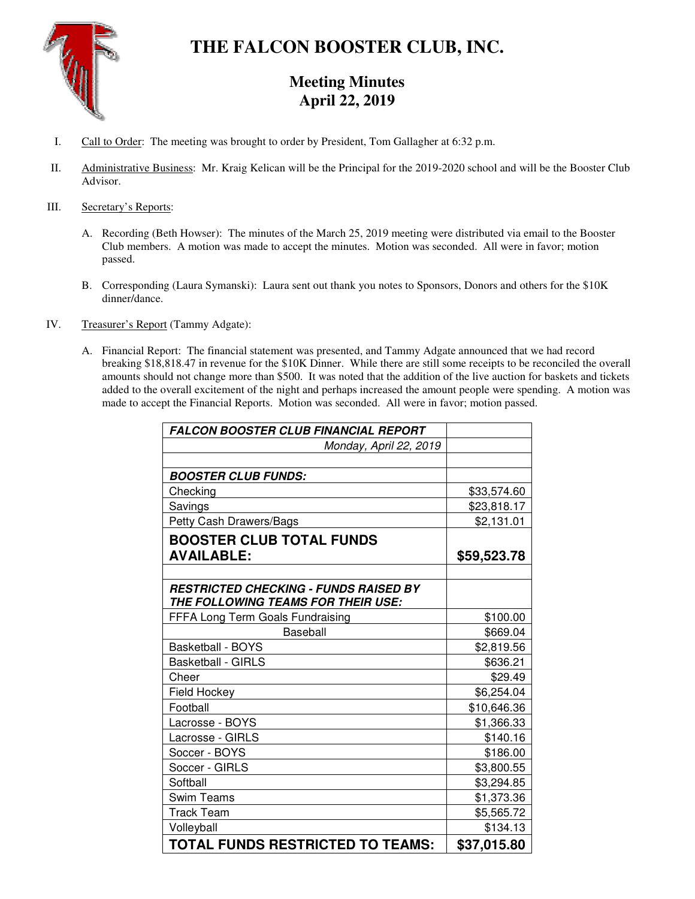# THE FALCON BOOSTER CLUB, INC.

## Meeting Minutes
## April 22, 2019

I. Call to Order: The meeting was brought to order by President, Tom Gallagher at 6:32 p.m.

II. Administrative Business: Mr. Kraig Kelican will be the Principal for the 2019-2020 school and will be the Booster Club Advisor.

III. Secretary's Reports:

A. Recording (Beth Howser): The minutes of the March 25, 2019 meeting were distributed via email to the Booster Club members. A motion was made to accept the minutes. Motion was seconded. All were in favor; motion passed.

B. Corresponding (Laura Symanski): Laura sent out thank you notes to Sponsors, Donors and others for the $10K dinner/dance.

IV. Treasurer's Report (Tammy Adgate):

A. Financial Report: The financial statement was presented, and Tammy Adgate announced that we had record breaking $18,818.47 in revenue for the $10K Dinner. While there are still some receipts to be reconciled the overall amounts should not change more than $500. It was noted that the addition of the live auction for baskets and tickets added to the overall excitement of the night and perhaps increased the amount people were spending. A motion was made to accept the Financial Reports. Motion was seconded. All were in favor; motion passed.

| ***FALCON BOOSTER CLUB FINANCIAL REPORT*** | |
|---|---|
| *Monday, April 22, 2019* | |
| | |
| ***BOOSTER CLUB FUNDS:*** | |
| Checking | $33,574.60 |
| Savings | $23,818.17 |
| Petty Cash Drawers/Bags | $2,131.01 |
| **BOOSTER CLUB TOTAL FUNDS AVAILABLE:** | **$59,523.78** |
| | |
| ***RESTRICTED CHECKING - FUNDS RAISED BY THE FOLLOWING TEAMS FOR THEIR USE:*** | |
| FFFA Long Term Goals Fundraising | $100.00 |
| Baseball | $669.04 |
| Basketball - BOYS | $2,819.56 |
| Basketball - GIRLS | $636.21 |
| Cheer | $29.49 |
| Field Hockey | $6,254.04 |
| Football | $10,646.36 |
| Lacrosse - BOYS | $1,366.33 |
| Lacrosse - GIRLS | $140.16 |
| Soccer - BOYS | $186.00 |
| Soccer - GIRLS | $3,800.55 |
| Softball | $3,294.85 |
| Swim Teams | $1,373.36 |
| Track Team | $5,565.72 |
| Volleyball | $134.13 |
| **TOTAL FUNDS RESTRICTED TO TEAMS:** | **$37,015.80** |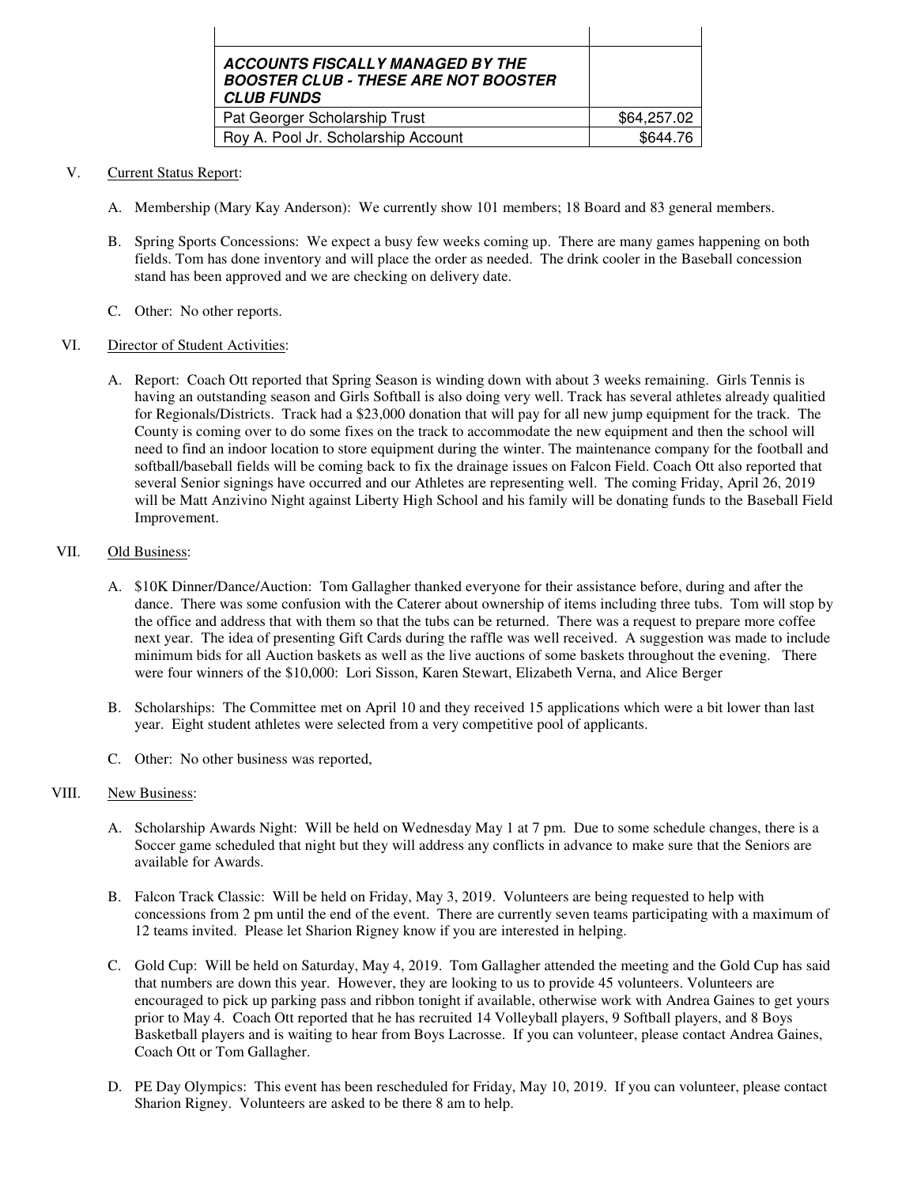| | |
|---|---|
| | |
| ***ACCOUNTS FISCALLY MANAGED BY THE BOOSTER CLUB - THESE ARE NOT BOOSTER CLUB FUNDS*** | |
| Pat Georger Scholarship Trust | $64,257.02 |
| Roy A. Pool Jr. Scholarship Account | $644.76 |

V. Current Status Report:

A. Membership (Mary Kay Anderson): We currently show 101 members; 18 Board and 83 general members.

B. Spring Sports Concessions: We expect a busy few weeks coming up. There are many games happening on both fields. Tom has done inventory and will place the order as needed. The drink cooler in the Baseball concession stand has been approved and we are checking on delivery date.

C. Other: No other reports.

VI. Director of Student Activities:

A. Report: Coach Ott reported that Spring Season is winding down with about 3 weeks remaining. Girls Tennis is having an outstanding season and Girls Softball is also doing very well. Track has several athletes already qualitied for Regionals/Districts. Track had a $23,000 donation that will pay for all new jump equipment for the track. The County is coming over to do some fixes on the track to accommodate the new equipment and then the school will need to find an indoor location to store equipment during the winter. The maintenance company for the football and softball/baseball fields will be coming back to fix the drainage issues on Falcon Field. Coach Ott also reported that several Senior signings have occurred and our Athletes are representing well. The coming Friday, April 26, 2019 will be Matt Anzivino Night against Liberty High School and his family will be donating funds to the Baseball Field Improvement.

VII. Old Business:

A. $10K Dinner/Dance/Auction: Tom Gallagher thanked everyone for their assistance before, during and after the dance. There was some confusion with the Caterer about ownership of items including three tubs. Tom will stop by the office and address that with them so that the tubs can be returned. There was a request to prepare more coffee next year. The idea of presenting Gift Cards during the raffle was well received. A suggestion was made to include minimum bids for all Auction baskets as well as the live auctions of some baskets throughout the evening. There were four winners of the $10,000: Lori Sisson, Karen Stewart, Elizabeth Verna, and Alice Berger

B. Scholarships: The Committee met on April 10 and they received 15 applications which were a bit lower than last year. Eight student athletes were selected from a very competitive pool of applicants.

C. Other: No other business was reported,

VIII. New Business:

A. Scholarship Awards Night: Will be held on Wednesday May 1 at 7 pm. Due to some schedule changes, there is a Soccer game scheduled that night but they will address any conflicts in advance to make sure that the Seniors are available for Awards.

B. Falcon Track Classic: Will be held on Friday, May 3, 2019. Volunteers are being requested to help with concessions from 2 pm until the end of the event. There are currently seven teams participating with a maximum of 12 teams invited. Please let Sharion Rigney know if you are interested in helping.

C. Gold Cup: Will be held on Saturday, May 4, 2019. Tom Gallagher attended the meeting and the Gold Cup has said that numbers are down this year. However, they are looking to us to provide 45 volunteers. Volunteers are encouraged to pick up parking pass and ribbon tonight if available, otherwise work with Andrea Gaines to get yours prior to May 4. Coach Ott reported that he has recruited 14 Volleyball players, 9 Softball players, and 8 Boys Basketball players and is waiting to hear from Boys Lacrosse. If you can volunteer, please contact Andrea Gaines, Coach Ott or Tom Gallagher.

D. PE Day Olympics: This event has been rescheduled for Friday, May 10, 2019. If you can volunteer, please contact Sharion Rigney. Volunteers are asked to be there 8 am to help.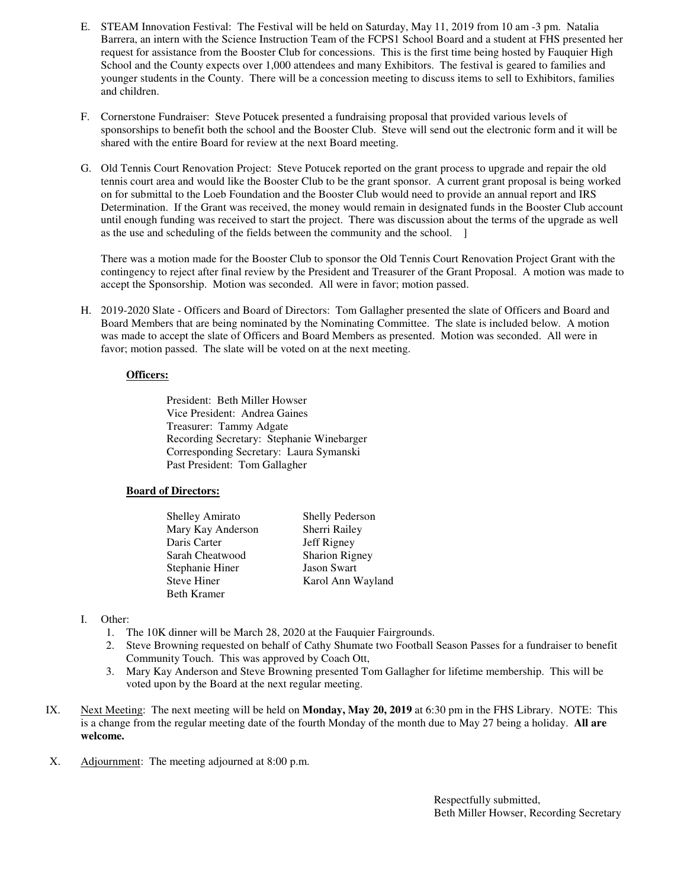E. STEAM Innovation Festival: The Festival will be held on Saturday, May 11, 2019 from 10 am -3 pm. Natalia Barrera, an intern with the Science Instruction Team of the FCPS1 School Board and a student at FHS presented her request for assistance from the Booster Club for concessions. This is the first time being hosted by Fauquier High School and the County expects over 1,000 attendees and many Exhibitors. The festival is geared to families and younger students in the County. There will be a concession meeting to discuss items to sell to Exhibitors, families and children.

F. Cornerstone Fundraiser: Steve Potucek presented a fundraising proposal that provided various levels of sponsorships to benefit both the school and the Booster Club. Steve will send out the electronic form and it will be shared with the entire Board for review at the next Board meeting.

G. Old Tennis Court Renovation Project: Steve Potucek reported on the grant process to upgrade and repair the old tennis court area and would like the Booster Club to be the grant sponsor. A current grant proposal is being worked on for submittal to the Loeb Foundation and the Booster Club would need to provide an annual report and IRS Determination. If the Grant was received, the money would remain in designated funds in the Booster Club account until enough funding was received to start the project. There was discussion about the terms of the upgrade as well as the use and scheduling of the fields between the community and the school. ]

   There was a motion made for the Booster Club to sponsor the Old Tennis Court Renovation Project Grant with the contingency to reject after final review by the President and Treasurer of the Grant Proposal. A motion was made to accept the Sponsorship. Motion was seconded. All were in favor; motion passed.

H. 2019-2020 Slate - Officers and Board of Directors: Tom Gallagher presented the slate of Officers and Board and Board Members that are being nominated by the Nominating Committee. The slate is included below. A motion was made to accept the slate of Officers and Board Members as presented. Motion was seconded. All were in favor; motion passed. The slate will be voted on at the next meeting.

   **Officers:**

   President: Beth Miller Howser
   Vice President: Andrea Gaines
   Treasurer: Tammy Adgate
   Recording Secretary: Stephanie Winebarger
   Corresponding Secretary: Laura Symanski
   Past President: Tom Gallagher

   **Board of Directors:**

   Shelley Amirato
   Mary Kay Anderson
   Daris Carter
   Sarah Cheatwood
   Stephanie Hiner
   Steve Hiner
   Beth Kramer
   Shelly Pederson
   Sherri Railey
   Jeff Rigney
   Sharion Rigney
   Jason Swart
   Karol Ann Wayland

I. Other:
   1. The 10K dinner will be March 28, 2020 at the Fauquier Fairgrounds.
   2. Steve Browning requested on behalf of Cathy Shumate two Football Season Passes for a fundraiser to benefit Community Touch. This was approved by Coach Ott,
   3. Mary Kay Anderson and Steve Browning presented Tom Gallagher for lifetime membership. This will be voted upon by the Board at the next regular meeting.

IX. Next Meeting: The next meeting will be held on **Monday, May 20, 2019** at 6:30 pm in the FHS Library. NOTE: This is a change from the regular meeting date of the fourth Monday of the month due to May 27 being a holiday. **All are welcome.**

X. Adjournment: The meeting adjourned at 8:00 p.m.

Respectfully submitted,
Beth Miller Howser, Recording Secretary